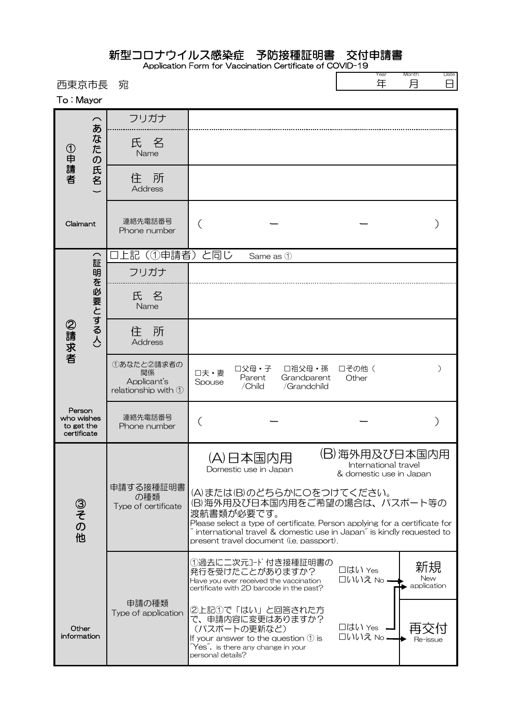# 新型コロナウイルス感染症　予防接種証明書　交付申請書

Application Form for Vaccination Certificate of COVID-19

西東京市長　宛

To：Mayor

| Year 年 | Month 月 | Date 日 |
| --- | --- | --- |
| | | |

| | | |
| --- | --- | --- |
| ①申請者（あなたの氏名） Claimant | フリガナ | |
| | 氏　名 Name | |
| | 住　所 Address | |
| | 連絡先電話番号 Phone number | （　　　－　　　－　　　） |
| ②請求者（証明を必要とする人） Person who wishes to get the certificate | □上記（①申請者）と同じ　Same as ① | |
| | フリガナ | |
| | 氏　名 Name | |
| | 住　所 Address | |
| | ①あなたと②請求者の関係 Applicant's relationship with ① | □夫・妻 Spouse　□父母・子 Parent/Child　□祖父母・孫 Grandparent/Grandchild　□その他（　　　） Other |
| | 連絡先電話番号 Phone number | （　　　－　　　－　　　） |
| ③その他 Other information | 申請する接種証明書の種類 Type of certificate | (A)日本国内用 Domestic use in Japan　(B)海外用及び日本国内用 International travel & domestic use in Japan<br>(A)または(B)のどちらかに〇をつけてください。<br>(B)海外用及び日本国内用をご希望の場合は、パスポート等の渡航書類が必要です。<br>Please select a type of certificate. Person applying for a certificate for "international travel & domestic use in Japan" is kindly requested to present travel document (i.e. passport). |
| | 申請の種類 Type of application | ①過去に二次元ｺｰﾄﾞ付き接種証明書の発行を受けたことがありますか？ Have you ever received the vaccination certificate with 2D barcode in the past?　□はい Yes　□いいえ No → 新規 New application<br>②上記①で「はい」と回答された方で、申請内容に変更はありますか？（パスポートの更新など） If your answer to the question ① is "Yes", is there any change in your personal details?　□はい Yes → 新規 New application　□いいえ No → 再交付 Re-issue |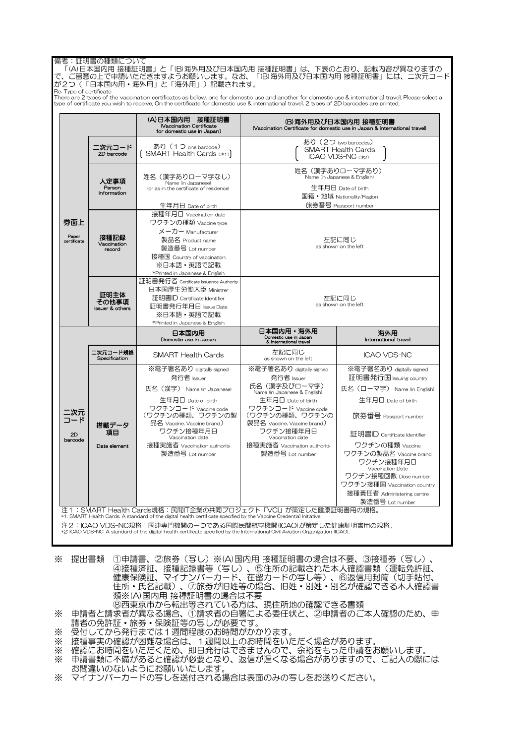備考：証明書の種類について

「(A)日本国内用 接種証明書」と「(B)海外用及び日本国内用 接種証明書」は、下表のとおり、記載内容が異なりますので、ご留意の上で申請いただきますようお願いします。なお、「(B)海外用及び日本国内用 接種証明書」には、二次元コードが2つ（「日本国内用・海外用」と「海外用」）記載されます。

Re: Type of certificate

There are 2 types of the vaccination certificates as below, one for domestic use and another for domestic use & international travel. Please select a type of certificate you wish to receive. On the certificate for domestic use & international travel, 2 types of 2D barcodes are printed.

| | | (A)日本国内用　接種証明書 (Vaccination Certificate for domestic use in Japan) | (B)海外用及び日本国内用 接種証明書 (Vaccination Certificate for domestic use in Japan & international travel) | |
|---|---|---|---|---|
| 券面上 Paper certificate | 二次元コード 2D barcode | あり（1つ one barcode）[ SMART Health Cards (注1)] | あり（2つ two barcodes）( SMART Health Cards ICAO VDS-NC (注2) ) | |
| | 人定事項 Person information | 姓名（漢字ありローマ字なし） Name (in Japanese) (or as in the certificate of residence)<br>生年月日 Date of birth | 姓名（漢字ありローマ字あり） Name (in Japanese & English)<br>生年月日 Date of birth<br>国籍・地域 Nationality/Region<br>旅券番号 Passport number | |
| | 接種記録 Vaccination record | 接種年月日 Vaccination date<br>ワクチンの種類 Vaccine type<br>メーカー Manufacturer<br>製品名 Product name<br>製造番号 Lot number<br>接種国 Country of vaccination<br>※日本語・英語で記載 *Printed in Japanese & English | 左記に同じ as shown on the left | |
| | 証明主体その他事項 Issuer & others | 証明書発行者 Certificate Issuance Authority<br>日本国厚生労働大臣 Ministrer<br>証明書ID Certificate Identifier<br>証明書発行年月日 Issue Date<br>※日本語・英語で記載 *Printed in Japanese & English | 左記に同じ as shown on the left | |
| 二次元コード 2D barcode | | 日本国内用 Domestic use in Japan | 日本国内用・海外用 Domestic use in Japan & International travel | 海外用 International travel |
| | 二次元コード規格 Specification | SMART Health Cards | 左記に同じ as shown on the left | ICAO VDS-NC |
| | 搭載データ項目 Date element | ※電子署名あり digitally signed<br>発行者 Issuer<br>氏名（漢字） Name (in Japanese)<br>生年月日 Date of birth<br>ワクチンコード Vaccine code（ワクチンの種類、ワクチンの製品名 Vaccine, Vaccine brand）<br>ワクチン接種年月日 Vaccination date<br>接種実施者 Vaccination authority<br>製造番号 Lot number | ※電子署名あり digitally signed<br>発行者 Issuer<br>氏名（漢字及びローマ字） Name (in Japanese & English)<br>生年月日 Date of birth<br>ワクチンコード Vaccine code（ワクチンの種類、ワクチンの製品名 Vaccine, Vaccine brand）<br>ワクチン接種年月日 Vaccination date<br>接種実施者 Vaccination authority<br>製造番号 Lot number | ※電子署名あり digitally signed<br>証明書発行国 Issuing country<br>氏名（ローマ字） Name (in English)<br>生年月日 Date of birth<br>旅券番号 Passport number<br>証明書ID Certificate Identifier<br>ワクチンの種類 Vaccine<br>ワクチンの製品名 Vaccine brand<br>ワクチン接種年月日 Vaccination Date<br>ワクチン接種回数 Dose number<br>ワクチン接種国 Vaccination country<br>接種責任者 Administering centre<br>製造番号 Lot number |

注1：SMART Health Cards規格：民間IT企業の共同プロジェクト「VCI」が策定した健康証明書用の規格。
*1: SMART Health Cards: A standard of the digital health certificate specified by the Vaccine Credential Initiative.

注2：ICAO VDS-NC規格：国連専門機関の一つである国際民間航空機関(ICAO)が策定した健康証明書用の規格。
*2: ICAO VDS-NC: A standard of the digital health certificate specified by the International Civil Aviation Organization (ICAO).

※　提出書類　①申請書、②旅券（写し）※(A)国内用 接種証明書の場合は不要、③接種券（写し）、④接種済証、接種記録書等（写し）、⑤住所の記載された本人確認書類（運転免許証、健康保険証、マイナンバーカード、在留カードの写し等）、⑥返信用封筒（切手貼付、住所・氏名記載）、⑦旅券が旧姓等の場合、旧姓・別姓・別名が確認できる本人確認書類※(A)国内用 接種証明書の場合は不要
⑧西東京市から転出等されている方は、現住所地の確認できる書類

※　申請者と請求者が異なる場合、①請求者の自署による委任状と、②申請者のご本人確認のため、申請者の免許証・旅券・保険証等の写しが必要です。

※　受付してから発行までは1週間程度のお時間がかかります。

※　接種事実の確認が困難な場合は、1週間以上のお時間をいただく場合があります。

※　確認にお時間をいただくため、即日発行はできませんので、余裕をもった申請をお願いします。

※　申請書類に不備があると確認が必要となり、返信が遅くなる場合がありますので、ご記入の際にはお間違いのないようにお願いいたします。

※　マイナンバーカードの写しを送付される場合は表面のみの写しをお送りください。